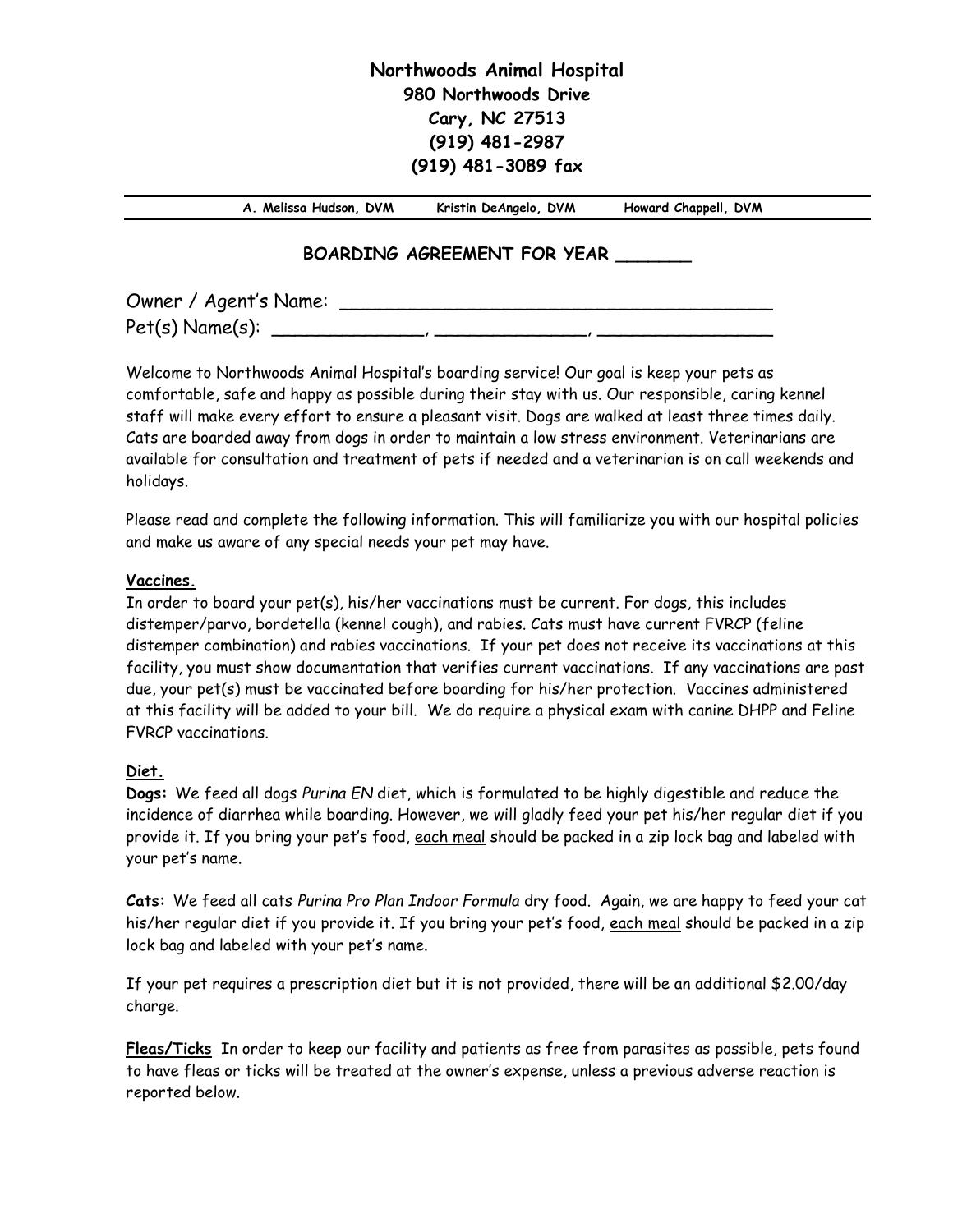# Northwoods Animal Hospital

**980 Northwoods Drive**
**Cary, NC 27513**
**(919) 481-2987**
**(919) 481-3089 fax**

---

**A. Melissa Hudson, DVM    Kristin DeAngelo, DVM    Howard Chappell, DVM**

---

## BOARDING AGREEMENT FOR YEAR ______

Owner / Agent's Name: ________________________________________
Pet(s) Name(s): ______________, ______________, ________________

Welcome to Northwoods Animal Hospital's boarding service! Our goal is keep your pets as comfortable, safe and happy as possible during their stay with us. Our responsible, caring kennel staff will make every effort to ensure a pleasant visit. Dogs are walked at least three times daily. Cats are boarded away from dogs in order to maintain a low stress environment. Veterinarians are available for consultation and treatment of pets if needed and a veterinarian is on call weekends and holidays.

Please read and complete the following information. This will familiarize you with our hospital policies and make us aware of any special needs your pet may have.

**Vaccines.**
In order to board your pet(s), his/her vaccinations must be current. For dogs, this includes distemper/parvo, bordetella (kennel cough), and rabies. Cats must have current FVRCP (feline distemper combination) and rabies vaccinations. If your pet does not receive its vaccinations at this facility, you must show documentation that verifies current vaccinations. If any vaccinations are past due, your pet(s) must be vaccinated before boarding for his/her protection. Vaccines administered at this facility will be added to your bill. We do require a physical exam with canine DHPP and Feline FVRCP vaccinations.

**Diet.**
**Dogs:** We feed all dogs *Purina EN* diet, which is formulated to be highly digestible and reduce the incidence of diarrhea while boarding. However, we will gladly feed your pet his/her regular diet if you provide it. If you bring your pet's food, each meal should be packed in a zip lock bag and labeled with your pet's name.

**Cats:** We feed all cats *Purina Pro Plan Indoor Formula* dry food. Again, we are happy to feed your cat his/her regular diet if you provide it. If you bring your pet's food, each meal should be packed in a zip lock bag and labeled with your pet's name.

If your pet requires a prescription diet but it is not provided, there will be an additional $2.00/day charge.

**Fleas/Ticks** In order to keep our facility and patients as free from parasites as possible, pets found to have fleas or ticks will be treated at the owner's expense, unless a previous adverse reaction is reported below.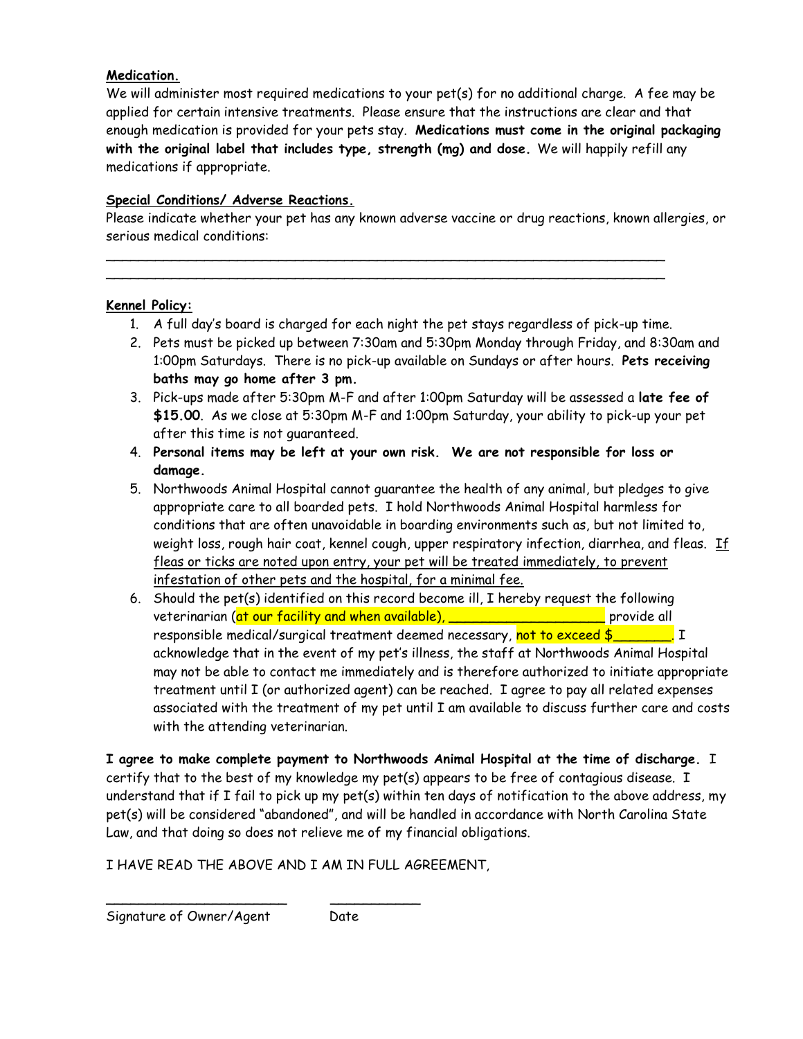**Medication.**

We will administer most required medications to your pet(s) for no additional charge. A fee may be applied for certain intensive treatments. Please ensure that the instructions are clear and that enough medication is provided for your pets stay. **Medications must come in the original packaging with the original label that includes type, strength (mg) and dose.** We will happily refill any medications if appropriate.

**Special Conditions/ Adverse Reactions.**

Please indicate whether your pet has any known adverse vaccine or drug reactions, known allergies, or serious medical conditions:

_______________________________________________________________________

_______________________________________________________________________

**Kennel Policy:**

1. A full day's board is charged for each night the pet stays regardless of pick-up time.
2. Pets must be picked up between 7:30am and 5:30pm Monday through Friday, and 8:30am and 1:00pm Saturdays. There is no pick-up available on Sundays or after hours. **Pets receiving baths may go home after 3 pm.**
3. Pick-ups made after 5:30pm M-F and after 1:00pm Saturday will be assessed a **late fee of $15.00**. As we close at 5:30pm M-F and 1:00pm Saturday, your ability to pick-up your pet after this time is not guaranteed.
4. **Personal items may be left at your own risk. We are not responsible for loss or damage.**
5. Northwoods Animal Hospital cannot guarantee the health of any animal, but pledges to give appropriate care to all boarded pets. I hold Northwoods Animal Hospital harmless for conditions that are often unavoidable in boarding environments such as, but not limited to, weight loss, rough hair coat, kennel cough, upper respiratory infection, diarrhea, and fleas. <u>If fleas or ticks are noted upon entry, your pet will be treated immediately, to prevent infestation of other pets and the hospital, for a minimal fee.</u>
6. Should the pet(s) identified on this record become ill, I hereby request the following veterinarian (at our facility and when available), ____________________ provide all responsible medical/surgical treatment deemed necessary, not to exceed $_______. I acknowledge that in the event of my pet's illness, the staff at Northwoods Animal Hospital may not be able to contact me immediately and is therefore authorized to initiate appropriate treatment until I (or authorized agent) can be reached. I agree to pay all related expenses associated with the treatment of my pet until I am available to discuss further care and costs with the attending veterinarian.

**I agree to make complete payment to Northwoods Animal Hospital at the time of discharge.** I certify that to the best of my knowledge my pet(s) appears to be free of contagious disease. I understand that if I fail to pick up my pet(s) within ten days of notification to the above address, my pet(s) will be considered "abandoned", and will be handled in accordance with North Carolina State Law, and that doing so does not relieve me of my financial obligations.

I HAVE READ THE ABOVE AND I AM IN FULL AGREEMENT,

______________________  ___________

Signature of Owner/Agent  Date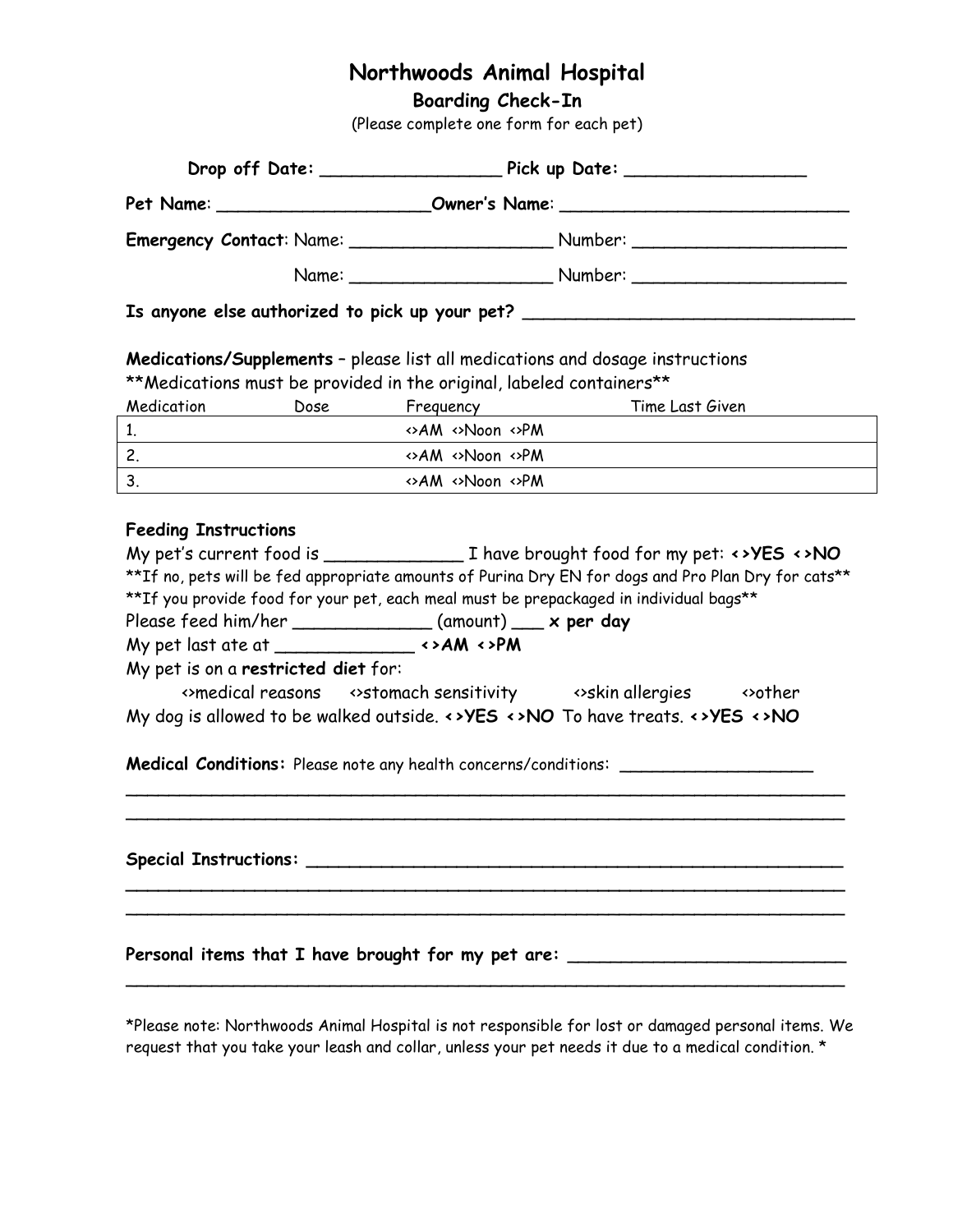# Northwoods Animal Hospital

## Boarding Check-In

(Please complete one form for each pet)

**Drop off Date:** _________________ **Pick up Date:** _________________

**Pet Name**: ____________________**Owner's Name**: ____________________________

**Emergency Contact**: Name: ___________________ Number: ____________________

Name: ___________________ Number: ____________________

**Is anyone else authorized to pick up your pet?** ________________________________

**Medications/Supplements** – please list all medications and dosage instructions

**Medications must be provided in the original, labeled containers**

| Medication | Dose | Frequency | Time Last Given |
|---|---|---|---|
| 1. | | <>AM <>Noon <>PM | |
| 2. | | <>AM <>Noon <>PM | |
| 3. | | <>AM <>Noon <>PM | |

**Feeding Instructions**

My pet's current food is _____________ I have brought food for my pet: **<>YES <>NO**

**If no, pets will be fed appropriate amounts of Purina Dry EN for dogs and Pro Plan Dry for cats**

**If you provide food for your pet, each meal must be prepackaged in individual bags**

Please feed him/her _____________ (amount) ___ **x per day**

My pet last ate at _____________ **<>AM <>PM**

My pet is on a **restricted diet** for:

<>medical reasons <>stomach sensitivity <>skin allergies <>other

My dog is allowed to be walked outside. **<>YES <>NO** To have treats. **<>YES <>NO**

**Medical Conditions:** Please note any health concerns/conditions: ___________________

_______________________________________________________________________

_______________________________________________________________________

**Special Instructions:** ______________________________________________________

_______________________________________________________________________

_______________________________________________________________________

**Personal items that I have brought for my pet are:** ___________________________

_______________________________________________________________________

*Please note: Northwoods Animal Hospital is not responsible for lost or damaged personal items. We request that you take your leash and collar, unless your pet needs it due to a medical condition. *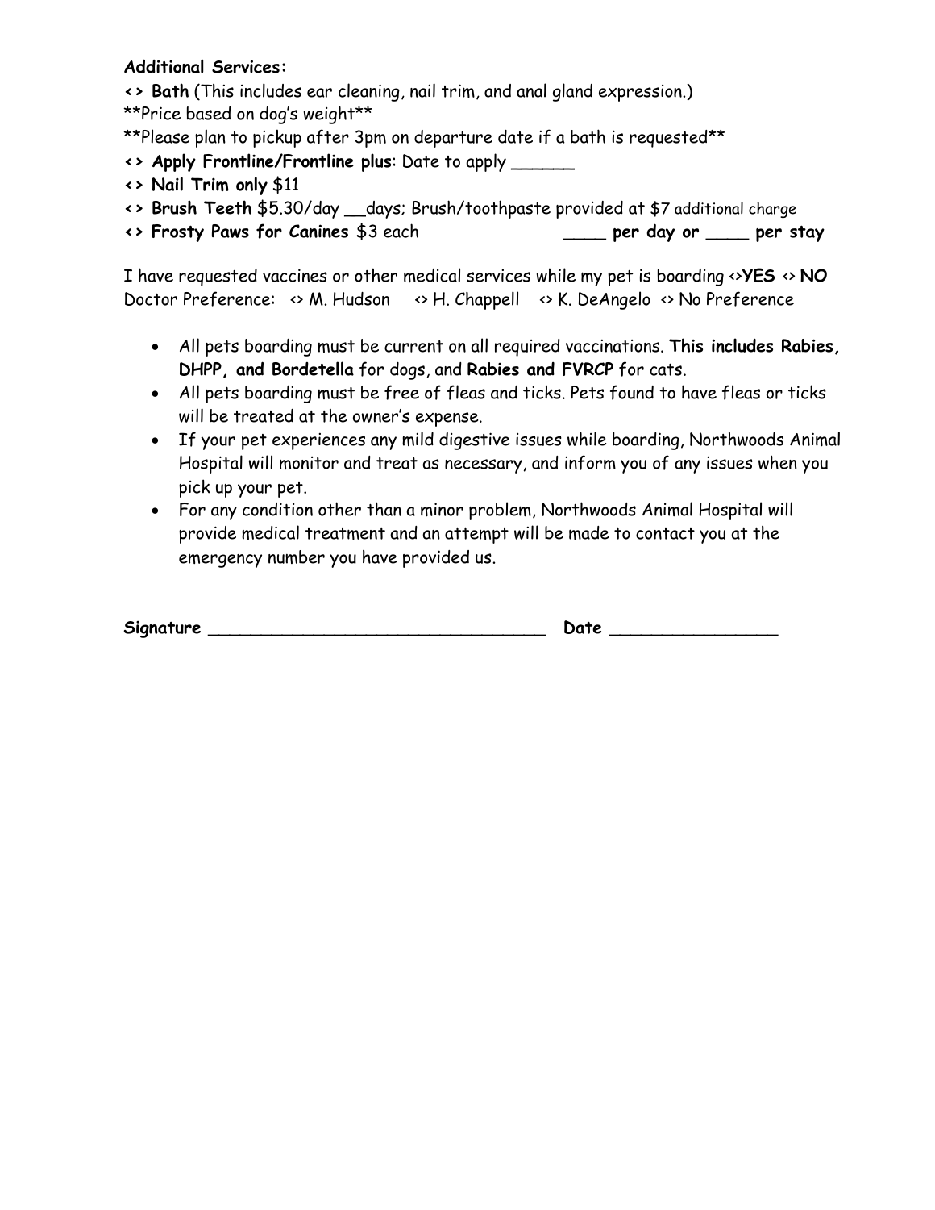**Additional Services:**

<> **Bath** (This includes ear cleaning, nail trim, and anal gland expression.)

**Price based on dog's weight**

**Please plan to pickup after 3pm on departure date if a bath is requested**

<> **Apply Frontline/Frontline plus**: Date to apply ______

<> **Nail Trim only** $11

<> **Brush Teeth** $5.30/day __days; Brush/toothpaste provided at $7 additional charge

<> **Frosty Paws for Canines** $3 each **____ per day or ____ per stay**

I have requested vaccines or other medical services while my pet is boarding <>**YES** <> **NO**

Doctor Preference: <> M. Hudson <> H. Chappell <> K. DeAngelo <> No Preference

- All pets boarding must be current on all required vaccinations. **This includes Rabies, DHPP, and Bordetella** for dogs, and **Rabies and FVRCP** for cats.
- All pets boarding must be free of fleas and ticks. Pets found to have fleas or ticks will be treated at the owner's expense.
- If your pet experiences any mild digestive issues while boarding, Northwoods Animal Hospital will monitor and treat as necessary, and inform you of any issues when you pick up your pet.
- For any condition other than a minor problem, Northwoods Animal Hospital will provide medical treatment and an attempt will be made to contact you at the emergency number you have provided us.

**Signature** ________________________________ **Date** ________________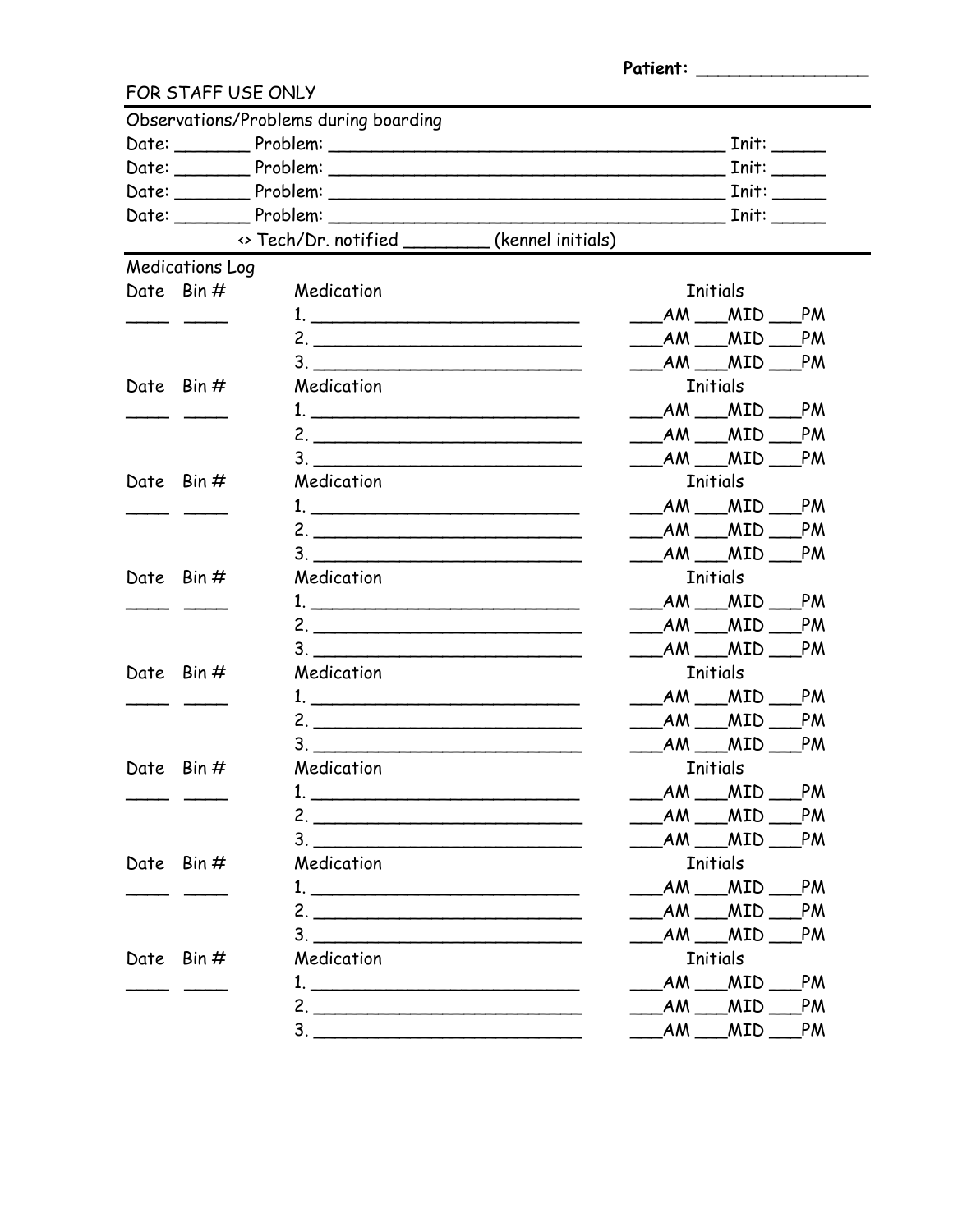**Patient:** ________________

FOR STAFF USE ONLY

Observations/Problems during boarding

Date: _______ Problem: ________________________________________ Init: _____

Date: _______ Problem: ________________________________________ Init: _____

Date: _______ Problem: ________________________________________ Init: _____

Date: _______ Problem: ________________________________________ Init: _____

<> Tech/Dr. notified ________ (kennel initials)

Medications Log

| Date | Bin # | Medication | Initials |
|---|---|---|---|
| ____ | ____ | 1. ____________________________ | ___AM ___MID ___PM |
| | | 2. ____________________________ | ___AM ___MID ___PM |
| | | 3. ____________________________ | ___AM ___MID ___PM |
| **Date** | **Bin #** | **Medication** | **Initials** |
| ____ | ____ | 1. ____________________________ | ___AM ___MID ___PM |
| | | 2. ____________________________ | ___AM ___MID ___PM |
| | | 3. ____________________________ | ___AM ___MID ___PM |
| **Date** | **Bin #** | **Medication** | **Initials** |
| ____ | ____ | 1. ____________________________ | ___AM ___MID ___PM |
| | | 2. ____________________________ | ___AM ___MID ___PM |
| | | 3. ____________________________ | ___AM ___MID ___PM |
| **Date** | **Bin #** | **Medication** | **Initials** |
| ____ | ____ | 1. ____________________________ | ___AM ___MID ___PM |
| | | 2. ____________________________ | ___AM ___MID ___PM |
| | | 3. ____________________________ | ___AM ___MID ___PM |
| **Date** | **Bin #** | **Medication** | **Initials** |
| ____ | ____ | 1. ____________________________ | ___AM ___MID ___PM |
| | | 2. ____________________________ | ___AM ___MID ___PM |
| | | 3. ____________________________ | ___AM ___MID ___PM |
| **Date** | **Bin #** | **Medication** | **Initials** |
| ____ | ____ | 1. ____________________________ | ___AM ___MID ___PM |
| | | 2. ____________________________ | ___AM ___MID ___PM |
| | | 3. ____________________________ | ___AM ___MID ___PM |
| **Date** | **Bin #** | **Medication** | **Initials** |
| ____ | ____ | 1. ____________________________ | ___AM ___MID ___PM |
| | | 2. ____________________________ | ___AM ___MID ___PM |
| | | 3. ____________________________ | ___AM ___MID ___PM |
| **Date** | **Bin #** | **Medication** | **Initials** |
| ____ | ____ | 1. ____________________________ | ___AM ___MID ___PM |
| | | 2. ____________________________ | ___AM ___MID ___PM |
| | | 3. ____________________________ | ___AM ___MID ___PM |